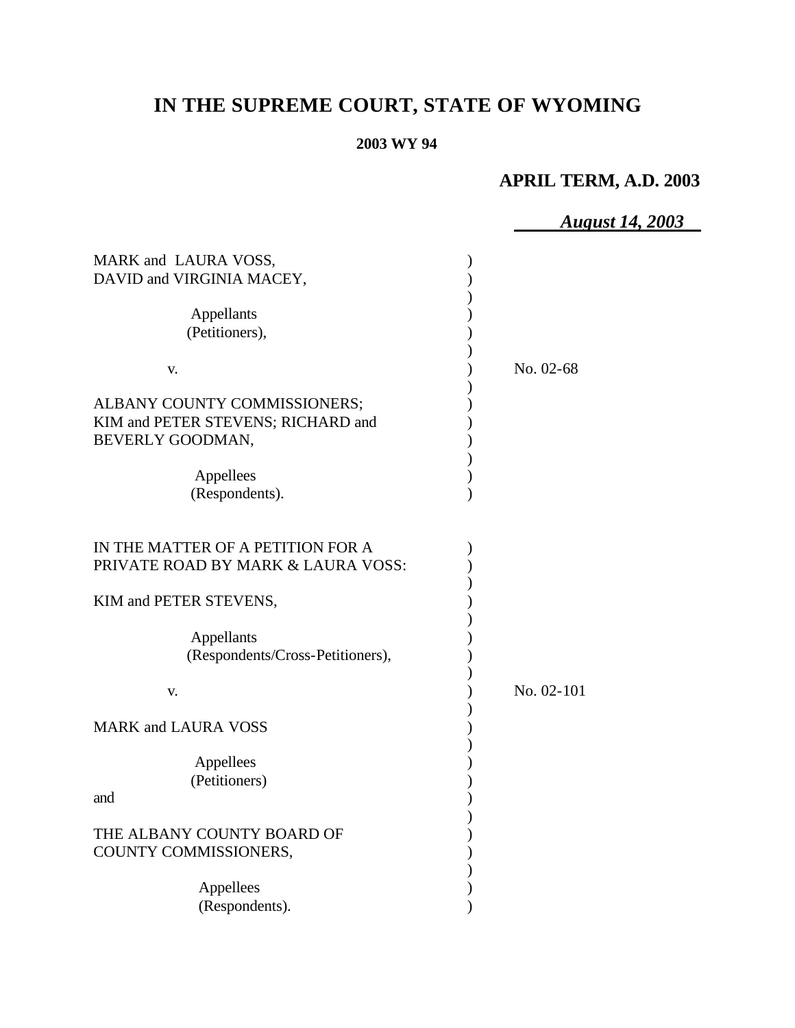# IN THE SUPREME COURT, STATE OF WYOMING

**2003 WY 94**

**APRIL TERM, A.D. 2003**

***August 14, 2003***

MARK and LAURA VOSS,
DAVID and VIRGINIA MACEY,

Appellants
(Petitioners),

v.

ALBANY COUNTY COMMISSIONERS;
KIM and PETER STEVENS; RICHARD and
BEVERLY GOODMAN,

Appellees
(Respondents).

No. 02-68

IN THE MATTER OF A PETITION FOR A
PRIVATE ROAD BY MARK & LAURA VOSS:

KIM and PETER STEVENS,

Appellants
(Respondents/Cross-Petitioners),

v.

MARK and LAURA VOSS

Appellees
(Petitioners)

and

THE ALBANY COUNTY BOARD OF
COUNTY COMMISSIONERS,

Appellees
(Respondents).

No. 02-101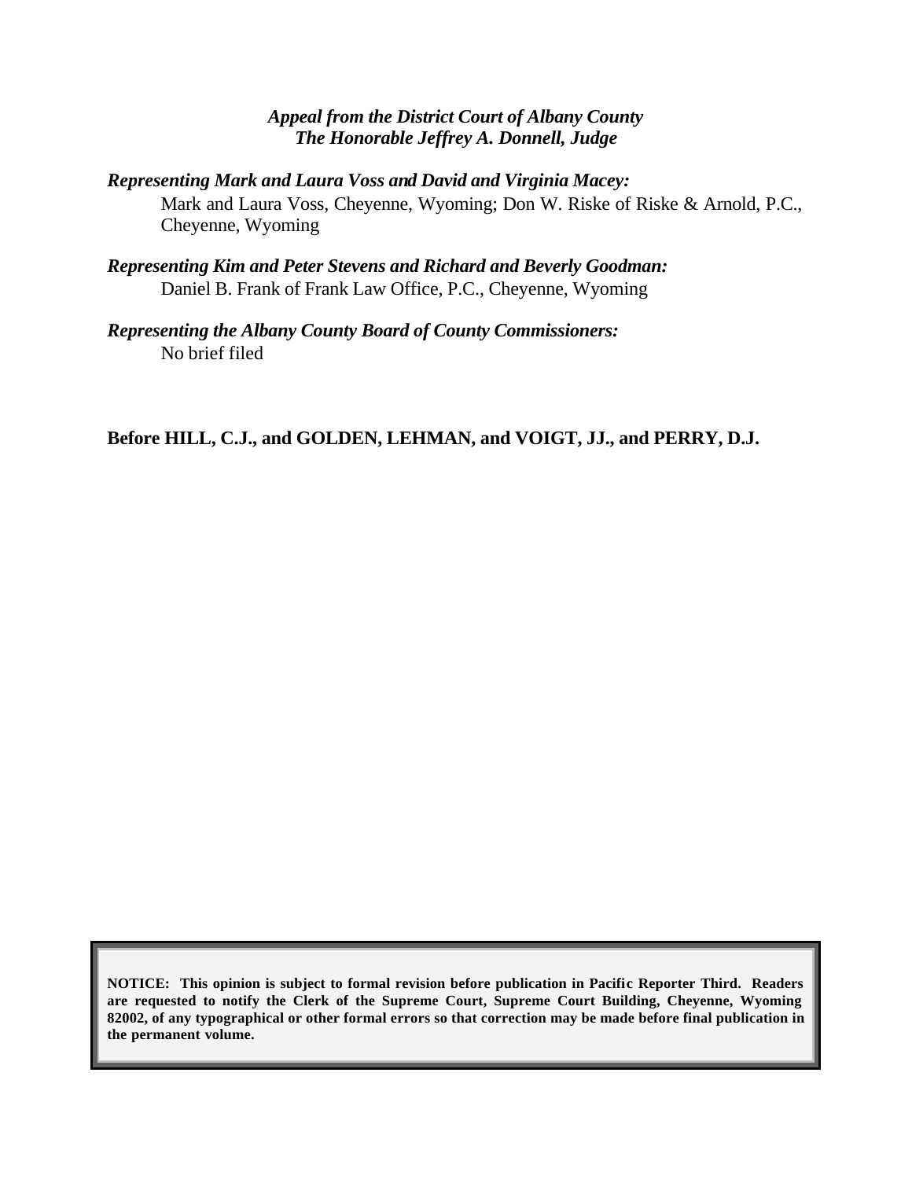*Appeal from the District Court of Albany County*
*The Honorable Jeffrey A. Donnell, Judge*

***Representing Mark and Laura Voss and David and Virginia Macey:***
Mark and Laura Voss, Cheyenne, Wyoming; Don W. Riske of Riske & Arnold, P.C., Cheyenne, Wyoming

***Representing Kim and Peter Stevens and Richard and Beverly Goodman:***
Daniel B. Frank of Frank Law Office, P.C., Cheyenne, Wyoming

***Representing the Albany County Board of County Commissioners:***
No brief filed

**Before HILL, C.J., and GOLDEN, LEHMAN, and VOIGT, JJ., and PERRY, D.J.**

**NOTICE: This opinion is subject to formal revision before publication in Pacific Reporter Third. Readers are requested to notify the Clerk of the Supreme Court, Supreme Court Building, Cheyenne, Wyoming 82002, of any typographical or other formal errors so that correction may be made before final publication in the permanent volume.**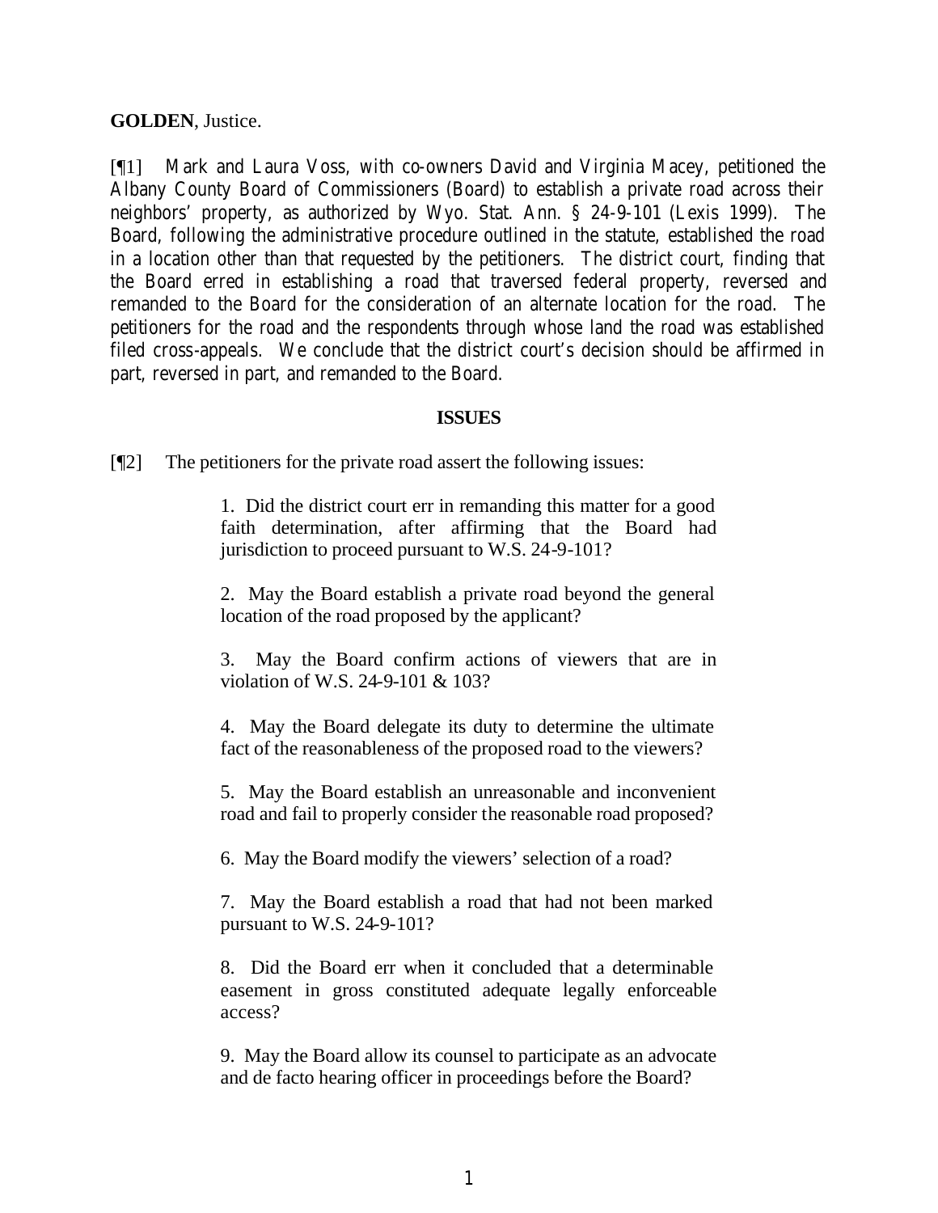**GOLDEN**, Justice.

[¶1] Mark and Laura Voss, with co-owners David and Virginia Macey, petitioned the Albany County Board of Commissioners (Board) to establish a private road across their neighbors' property, as authorized by Wyo. Stat. Ann. § 24-9-101 (Lexis 1999). The Board, following the administrative procedure outlined in the statute, established the road in a location other than that requested by the petitioners. The district court, finding that the Board erred in establishing a road that traversed federal property, reversed and remanded to the Board for the consideration of an alternate location for the road. The petitioners for the road and the respondents through whose land the road was established filed cross-appeals. We conclude that the district court's decision should be affirmed in part, reversed in part, and remanded to the Board.

## ISSUES

[¶2] The petitioners for the private road assert the following issues:

> 1. Did the district court err in remanding this matter for a good faith determination, after affirming that the Board had jurisdiction to proceed pursuant to W.S. 24-9-101?
>
> 2. May the Board establish a private road beyond the general location of the road proposed by the applicant?
>
> 3. May the Board confirm actions of viewers that are in violation of W.S. 24-9-101 & 103?
>
> 4. May the Board delegate its duty to determine the ultimate fact of the reasonableness of the proposed road to the viewers?
>
> 5. May the Board establish an unreasonable and inconvenient road and fail to properly consider the reasonable road proposed?
>
> 6. May the Board modify the viewers' selection of a road?
>
> 7. May the Board establish a road that had not been marked pursuant to W.S. 24-9-101?
>
> 8. Did the Board err when it concluded that a determinable easement in gross constituted adequate legally enforceable access?
>
> 9. May the Board allow its counsel to participate as an advocate and de facto hearing officer in proceedings before the Board?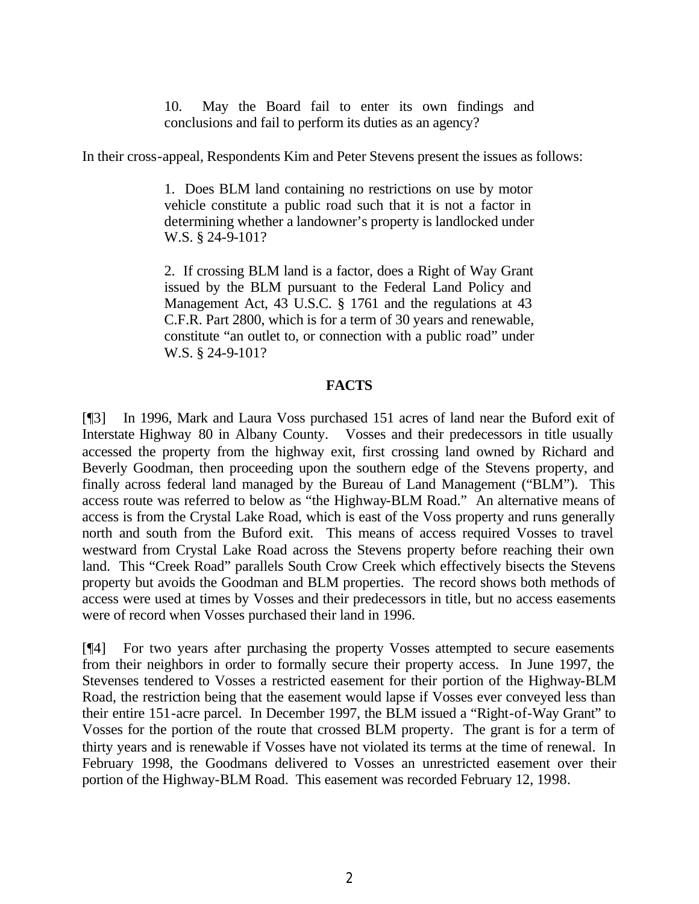> 10. May the Board fail to enter its own findings and conclusions and fail to perform its duties as an agency?

In their cross-appeal, Respondents Kim and Peter Stevens present the issues as follows:

> 1. Does BLM land containing no restrictions on use by motor vehicle constitute a public road such that it is not a factor in determining whether a landowner's property is landlocked under W.S. § 24-9-101?
>
> 2. If crossing BLM land is a factor, does a Right of Way Grant issued by the BLM pursuant to the Federal Land Policy and Management Act, 43 U.S.C. § 1761 and the regulations at 43 C.F.R. Part 2800, which is for a term of 30 years and renewable, constitute "an outlet to, or connection with a public road" under W.S. § 24-9-101?

## FACTS

[¶3] In 1996, Mark and Laura Voss purchased 151 acres of land near the Buford exit of Interstate Highway 80 in Albany County. Vosses and their predecessors in title usually accessed the property from the highway exit, first crossing land owned by Richard and Beverly Goodman, then proceeding upon the southern edge of the Stevens property, and finally across federal land managed by the Bureau of Land Management ("BLM"). This access route was referred to below as "the Highway-BLM Road." An alternative means of access is from the Crystal Lake Road, which is east of the Voss property and runs generally north and south from the Buford exit. This means of access required Vosses to travel westward from Crystal Lake Road across the Stevens property before reaching their own land. This "Creek Road" parallels South Crow Creek which effectively bisects the Stevens property but avoids the Goodman and BLM properties. The record shows both methods of access were used at times by Vosses and their predecessors in title, but no access easements were of record when Vosses purchased their land in 1996.

[¶4] For two years after purchasing the property Vosses attempted to secure easements from their neighbors in order to formally secure their property access. In June 1997, the Stevenses tendered to Vosses a restricted easement for their portion of the Highway-BLM Road, the restriction being that the easement would lapse if Vosses ever conveyed less than their entire 151-acre parcel. In December 1997, the BLM issued a "Right-of-Way Grant" to Vosses for the portion of the route that crossed BLM property. The grant is for a term of thirty years and is renewable if Vosses have not violated its terms at the time of renewal. In February 1998, the Goodmans delivered to Vosses an unrestricted easement over their portion of the Highway-BLM Road. This easement was recorded February 12, 1998.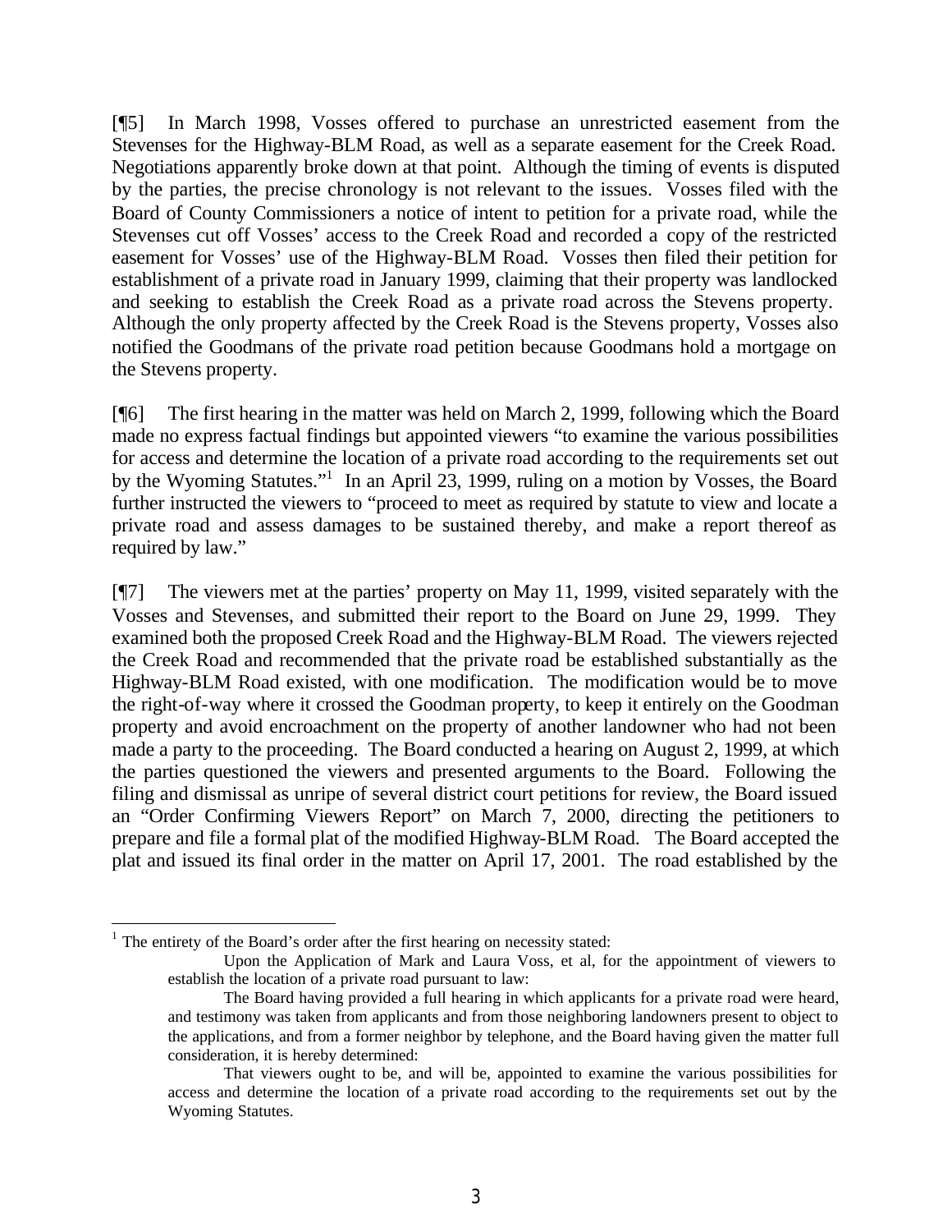[¶5] In March 1998, Vosses offered to purchase an unrestricted easement from the Stevenses for the Highway-BLM Road, as well as a separate easement for the Creek Road. Negotiations apparently broke down at that point. Although the timing of events is disputed by the parties, the precise chronology is not relevant to the issues. Vosses filed with the Board of County Commissioners a notice of intent to petition for a private road, while the Stevenses cut off Vosses' access to the Creek Road and recorded a copy of the restricted easement for Vosses' use of the Highway-BLM Road. Vosses then filed their petition for establishment of a private road in January 1999, claiming that their property was landlocked and seeking to establish the Creek Road as a private road across the Stevens property. Although the only property affected by the Creek Road is the Stevens property, Vosses also notified the Goodmans of the private road petition because Goodmans hold a mortgage on the Stevens property.

[¶6] The first hearing in the matter was held on March 2, 1999, following which the Board made no express factual findings but appointed viewers "to examine the various possibilities for access and determine the location of a private road according to the requirements set out by the Wyoming Statutes."[1] In an April 23, 1999, ruling on a motion by Vosses, the Board further instructed the viewers to "proceed to meet as required by statute to view and locate a private road and assess damages to be sustained thereby, and make a report thereof as required by law."

[¶7] The viewers met at the parties' property on May 11, 1999, visited separately with the Vosses and Stevenses, and submitted their report to the Board on June 29, 1999. They examined both the proposed Creek Road and the Highway-BLM Road. The viewers rejected the Creek Road and recommended that the private road be established substantially as the Highway-BLM Road existed, with one modification. The modification would be to move the right-of-way where it crossed the Goodman property, to keep it entirely on the Goodman property and avoid encroachment on the property of another landowner who had not been made a party to the proceeding. The Board conducted a hearing on August 2, 1999, at which the parties questioned the viewers and presented arguments to the Board. Following the filing and dismissal as unripe of several district court petitions for review, the Board issued an "Order Confirming Viewers Report" on March 7, 2000, directing the petitioners to prepare and file a formal plat of the modified Highway-BLM Road. The Board accepted the plat and issued its final order in the matter on April 17, 2001. The road established by the

---

[1] The entirety of the Board's order after the first hearing on necessity stated:

> Upon the Application of Mark and Laura Voss, et al, for the appointment of viewers to establish the location of a private road pursuant to law:
>
> The Board having provided a full hearing in which applicants for a private road were heard, and testimony was taken from applicants and from those neighboring landowners present to object to the applications, and from a former neighbor by telephone, and the Board having given the matter full consideration, it is hereby determined:
>
> That viewers ought to be, and will be, appointed to examine the various possibilities for access and determine the location of a private road according to the requirements set out by the Wyoming Statutes.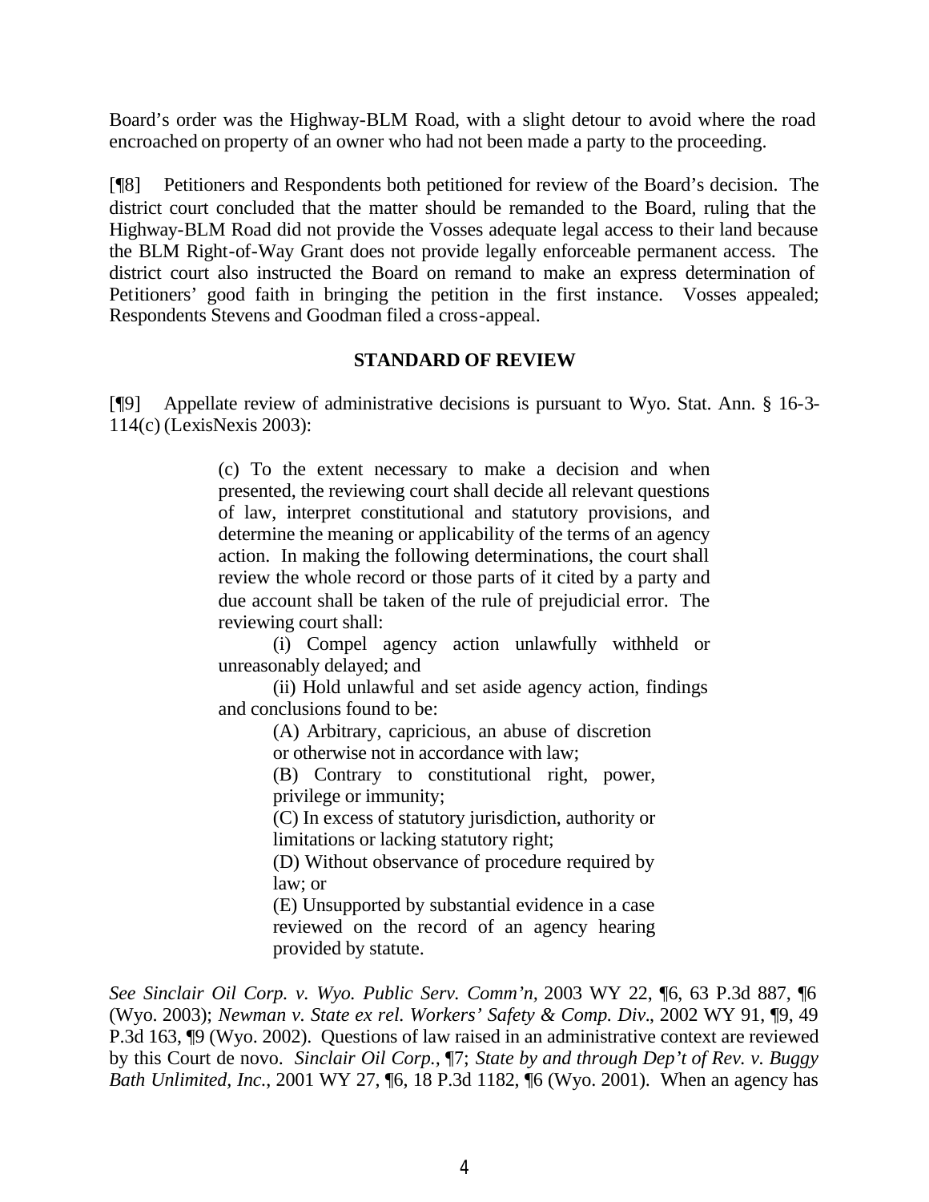Board's order was the Highway-BLM Road, with a slight detour to avoid where the road encroached on property of an owner who had not been made a party to the proceeding.

[¶8] Petitioners and Respondents both petitioned for review of the Board's decision. The district court concluded that the matter should be remanded to the Board, ruling that the Highway-BLM Road did not provide the Vosses adequate legal access to their land because the BLM Right-of-Way Grant does not provide legally enforceable permanent access. The district court also instructed the Board on remand to make an express determination of Petitioners' good faith in bringing the petition in the first instance. Vosses appealed; Respondents Stevens and Goodman filed a cross-appeal.

## STANDARD OF REVIEW

[¶9] Appellate review of administrative decisions is pursuant to Wyo. Stat. Ann. § 16-3-114(c) (LexisNexis 2003):

> (c) To the extent necessary to make a decision and when presented, the reviewing court shall decide all relevant questions of law, interpret constitutional and statutory provisions, and determine the meaning or applicability of the terms of an agency action. In making the following determinations, the court shall review the whole record or those parts of it cited by a party and due account shall be taken of the rule of prejudicial error. The reviewing court shall:
>
> (i) Compel agency action unlawfully withheld or unreasonably delayed; and
>
> (ii) Hold unlawful and set aside agency action, findings and conclusions found to be:
>
> > (A) Arbitrary, capricious, an abuse of discretion or otherwise not in accordance with law;
> >
> > (B) Contrary to constitutional right, power, privilege or immunity;
> >
> > (C) In excess of statutory jurisdiction, authority or limitations or lacking statutory right;
> >
> > (D) Without observance of procedure required by law; or
> >
> > (E) Unsupported by substantial evidence in a case reviewed on the record of an agency hearing provided by statute.

*See Sinclair Oil Corp. v. Wyo. Public Serv. Comm'n*, 2003 WY 22, ¶6, 63 P.3d 887, ¶6 (Wyo. 2003); *Newman v. State ex rel. Workers' Safety & Comp. Div*., 2002 WY 91, ¶9, 49 P.3d 163, ¶9 (Wyo. 2002). Questions of law raised in an administrative context are reviewed by this Court de novo. *Sinclair Oil Corp.*, ¶7; *State by and through Dep't of Rev. v. Buggy Bath Unlimited, Inc.*, 2001 WY 27, ¶6, 18 P.3d 1182, ¶6 (Wyo. 2001). When an agency has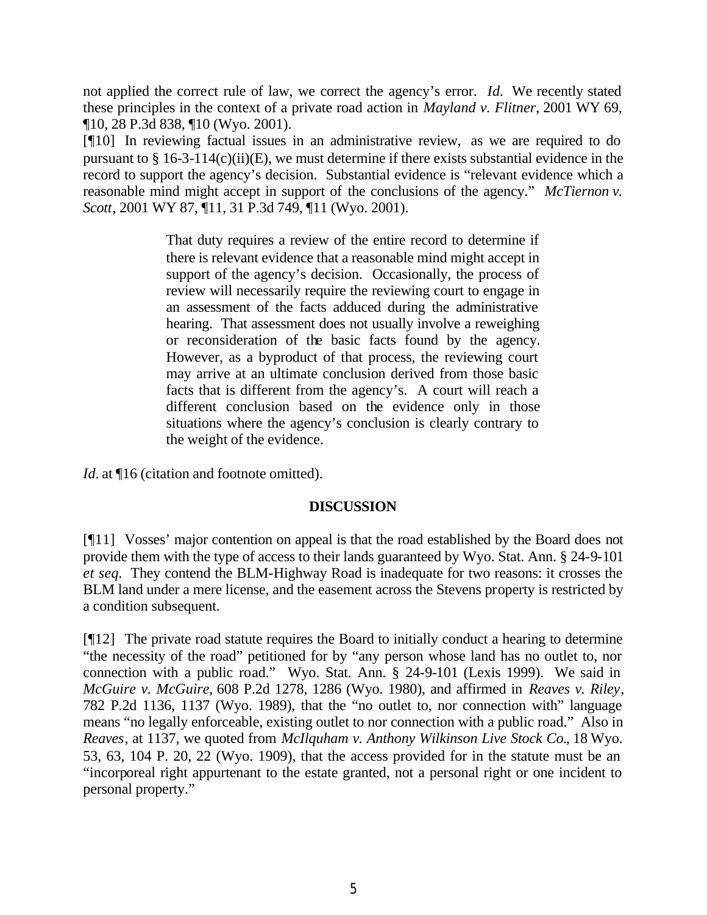not applied the correct rule of law, we correct the agency's error. *Id.* We recently stated these principles in the context of a private road action in *Mayland v. Flitner*, 2001 WY 69, ¶10, 28 P.3d 838, ¶10 (Wyo. 2001).

[¶10] In reviewing factual issues in an administrative review, as we are required to do pursuant to § 16-3-114(c)(ii)(E), we must determine if there exists substantial evidence in the record to support the agency's decision. Substantial evidence is "relevant evidence which a reasonable mind might accept in support of the conclusions of the agency." *McTiernon v. Scott*, 2001 WY 87, ¶11, 31 P.3d 749, ¶11 (Wyo. 2001).

> That duty requires a review of the entire record to determine if there is relevant evidence that a reasonable mind might accept in support of the agency's decision. Occasionally, the process of review will necessarily require the reviewing court to engage in an assessment of the facts adduced during the administrative hearing. That assessment does not usually involve a reweighing or reconsideration of the basic facts found by the agency. However, as a byproduct of that process, the reviewing court may arrive at an ultimate conclusion derived from those basic facts that is different from the agency's. A court will reach a different conclusion based on the evidence only in those situations where the agency's conclusion is clearly contrary to the weight of the evidence.

*Id.* at ¶16 (citation and footnote omitted).

## DISCUSSION

[¶11] Vosses' major contention on appeal is that the road established by the Board does not provide them with the type of access to their lands guaranteed by Wyo. Stat. Ann. § 24-9-101 *et seq*. They contend the BLM-Highway Road is inadequate for two reasons: it crosses the BLM land under a mere license, and the easement across the Stevens property is restricted by a condition subsequent.

[¶12] The private road statute requires the Board to initially conduct a hearing to determine "the necessity of the road" petitioned for by "any person whose land has no outlet to, nor connection with a public road." Wyo. Stat. Ann. § 24-9-101 (Lexis 1999). We said in *McGuire v. McGuire*, 608 P.2d 1278, 1286 (Wyo. 1980), and affirmed in *Reaves v. Riley*, 782 P.2d 1136, 1137 (Wyo. 1989), that the "no outlet to, nor connection with" language means "no legally enforceable, existing outlet to nor connection with a public road." Also in *Reaves*, at 1137, we quoted from *McIlquham v. Anthony Wilkinson Live Stock Co.*, 18 Wyo. 53, 63, 104 P. 20, 22 (Wyo. 1909), that the access provided for in the statute must be an "incorporeal right appurtenant to the estate granted, not a personal right or one incident to personal property."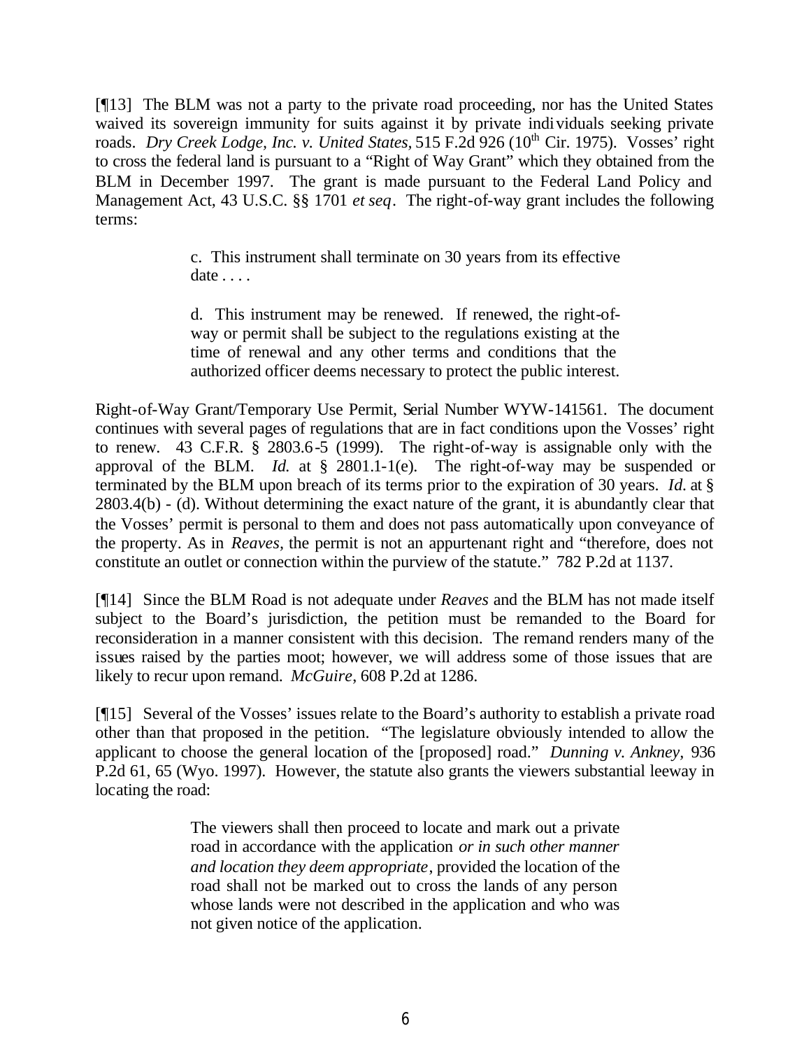[¶13] The BLM was not a party to the private road proceeding, nor has the United States waived its sovereign immunity for suits against it by private individuals seeking private roads. *Dry Creek Lodge, Inc. v. United States*, 515 F.2d 926 (10th Cir. 1975). Vosses' right to cross the federal land is pursuant to a "Right of Way Grant" which they obtained from the BLM in December 1997. The grant is made pursuant to the Federal Land Policy and Management Act, 43 U.S.C. §§ 1701 *et seq*. The right-of-way grant includes the following terms:

> c. This instrument shall terminate on 30 years from its effective date . . . .
>
> d. This instrument may be renewed. If renewed, the right-of-way or permit shall be subject to the regulations existing at the time of renewal and any other terms and conditions that the authorized officer deems necessary to protect the public interest.

Right-of-Way Grant/Temporary Use Permit, Serial Number WYW-141561. The document continues with several pages of regulations that are in fact conditions upon the Vosses' right to renew. 43 C.F.R. § 2803.6-5 (1999). The right-of-way is assignable only with the approval of the BLM. *Id.* at § 2801.1-1(e). The right-of-way may be suspended or terminated by the BLM upon breach of its terms prior to the expiration of 30 years. *Id*. at § 2803.4(b) - (d). Without determining the exact nature of the grant, it is abundantly clear that the Vosses' permit is personal to them and does not pass automatically upon conveyance of the property. As in *Reaves*, the permit is not an appurtenant right and "therefore, does not constitute an outlet or connection within the purview of the statute." 782 P.2d at 1137.

[¶14] Since the BLM Road is not adequate under *Reaves* and the BLM has not made itself subject to the Board's jurisdiction, the petition must be remanded to the Board for reconsideration in a manner consistent with this decision. The remand renders many of the issues raised by the parties moot; however, we will address some of those issues that are likely to recur upon remand. *McGuire*, 608 P.2d at 1286.

[¶15] Several of the Vosses' issues relate to the Board's authority to establish a private road other than that proposed in the petition. "The legislature obviously intended to allow the applicant to choose the general location of the [proposed] road." *Dunning v. Ankney*, 936 P.2d 61, 65 (Wyo. 1997). However, the statute also grants the viewers substantial leeway in locating the road:

> The viewers shall then proceed to locate and mark out a private road in accordance with the application *or in such other manner and location they deem appropriate*, provided the location of the road shall not be marked out to cross the lands of any person whose lands were not described in the application and who was not given notice of the application.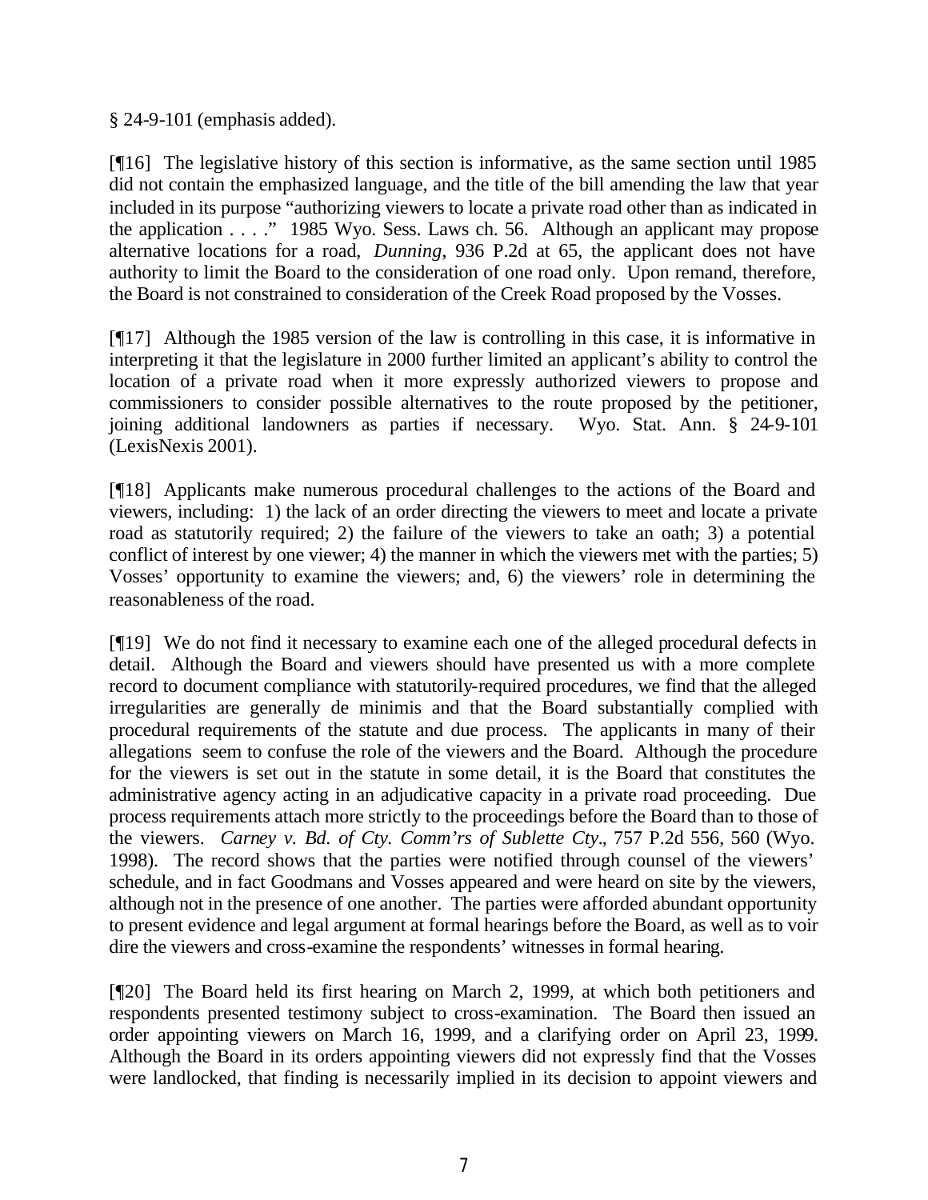§ 24-9-101 (emphasis added).

[¶16] The legislative history of this section is informative, as the same section until 1985 did not contain the emphasized language, and the title of the bill amending the law that year included in its purpose "authorizing viewers to locate a private road other than as indicated in the application . . . ." 1985 Wyo. Sess. Laws ch. 56. Although an applicant may propose alternative locations for a road, *Dunning*, 936 P.2d at 65, the applicant does not have authority to limit the Board to the consideration of one road only. Upon remand, therefore, the Board is not constrained to consideration of the Creek Road proposed by the Vosses.

[¶17] Although the 1985 version of the law is controlling in this case, it is informative in interpreting it that the legislature in 2000 further limited an applicant's ability to control the location of a private road when it more expressly authorized viewers to propose and commissioners to consider possible alternatives to the route proposed by the petitioner, joining additional landowners as parties if necessary. Wyo. Stat. Ann. § 24-9-101 (LexisNexis 2001).

[¶18] Applicants make numerous procedural challenges to the actions of the Board and viewers, including: 1) the lack of an order directing the viewers to meet and locate a private road as statutorily required; 2) the failure of the viewers to take an oath; 3) a potential conflict of interest by one viewer; 4) the manner in which the viewers met with the parties; 5) Vosses' opportunity to examine the viewers; and, 6) the viewers' role in determining the reasonableness of the road.

[¶19] We do not find it necessary to examine each one of the alleged procedural defects in detail. Although the Board and viewers should have presented us with a more complete record to document compliance with statutorily-required procedures, we find that the alleged irregularities are generally de minimis and that the Board substantially complied with procedural requirements of the statute and due process. The applicants in many of their allegations seem to confuse the role of the viewers and the Board. Although the procedure for the viewers is set out in the statute in some detail, it is the Board that constitutes the administrative agency acting in an adjudicative capacity in a private road proceeding. Due process requirements attach more strictly to the proceedings before the Board than to those of the viewers. *Carney v. Bd. of Cty. Comm'rs of Sublette Cty.*, 757 P.2d 556, 560 (Wyo. 1998). The record shows that the parties were notified through counsel of the viewers' schedule, and in fact Goodmans and Vosses appeared and were heard on site by the viewers, although not in the presence of one another. The parties were afforded abundant opportunity to present evidence and legal argument at formal hearings before the Board, as well as to voir dire the viewers and cross-examine the respondents' witnesses in formal hearing.

[¶20] The Board held its first hearing on March 2, 1999, at which both petitioners and respondents presented testimony subject to cross-examination. The Board then issued an order appointing viewers on March 16, 1999, and a clarifying order on April 23, 1999. Although the Board in its orders appointing viewers did not expressly find that the Vosses were landlocked, that finding is necessarily implied in its decision to appoint viewers and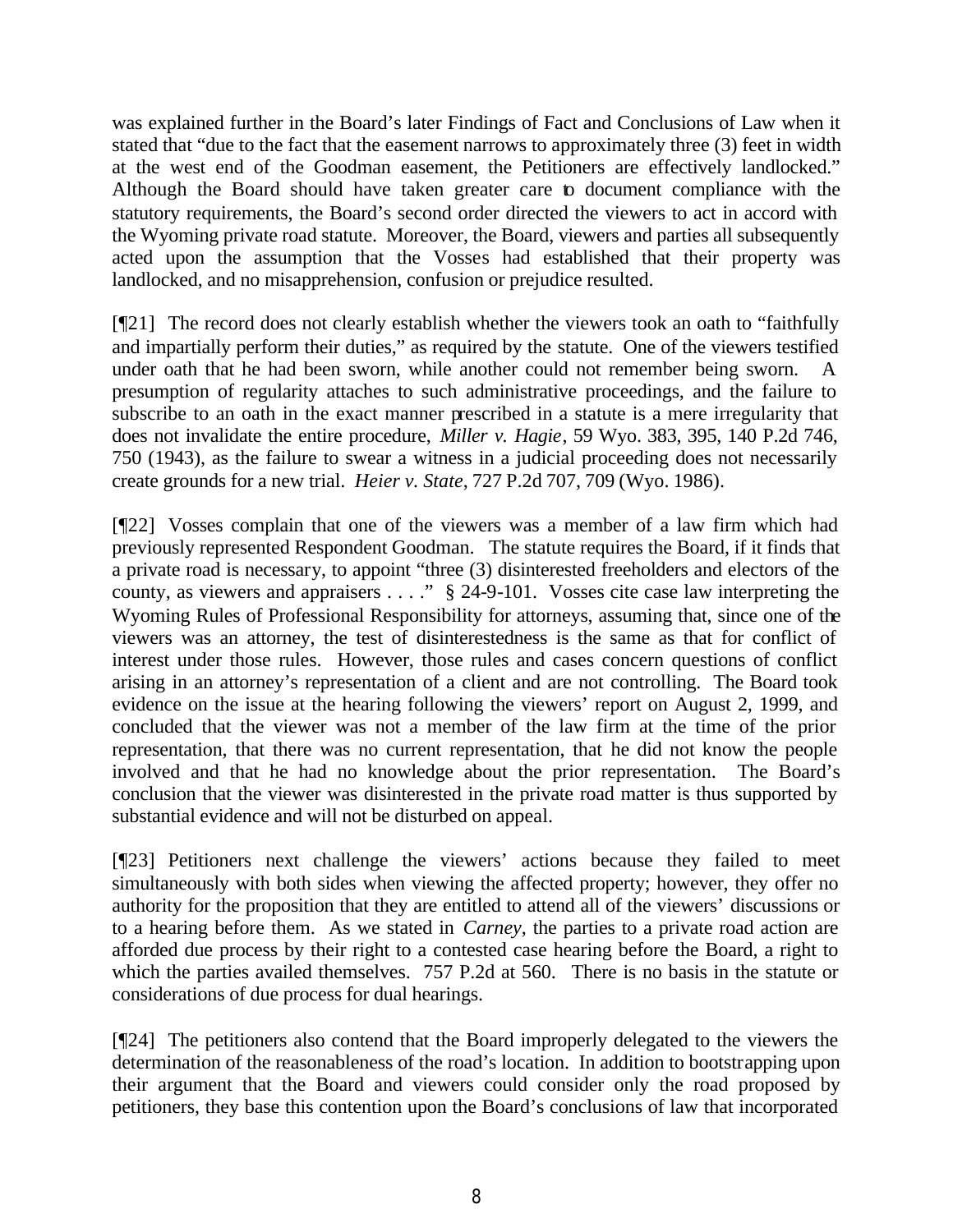was explained further in the Board's later Findings of Fact and Conclusions of Law when it stated that "due to the fact that the easement narrows to approximately three (3) feet in width at the west end of the Goodman easement, the Petitioners are effectively landlocked." Although the Board should have taken greater care to document compliance with the statutory requirements, the Board's second order directed the viewers to act in accord with the Wyoming private road statute. Moreover, the Board, viewers and parties all subsequently acted upon the assumption that the Vosses had established that their property was landlocked, and no misapprehension, confusion or prejudice resulted.

[¶21] The record does not clearly establish whether the viewers took an oath to "faithfully and impartially perform their duties," as required by the statute. One of the viewers testified under oath that he had been sworn, while another could not remember being sworn. A presumption of regularity attaches to such administrative proceedings, and the failure to subscribe to an oath in the exact manner prescribed in a statute is a mere irregularity that does not invalidate the entire procedure, *Miller v. Hagie*, 59 Wyo. 383, 395, 140 P.2d 746, 750 (1943), as the failure to swear a witness in a judicial proceeding does not necessarily create grounds for a new trial. *Heier v. State*, 727 P.2d 707, 709 (Wyo. 1986).

[¶22] Vosses complain that one of the viewers was a member of a law firm which had previously represented Respondent Goodman. The statute requires the Board, if it finds that a private road is necessary, to appoint "three (3) disinterested freeholders and electors of the county, as viewers and appraisers . . . ." § 24-9-101. Vosses cite case law interpreting the Wyoming Rules of Professional Responsibility for attorneys, assuming that, since one of the viewers was an attorney, the test of disinterestedness is the same as that for conflict of interest under those rules. However, those rules and cases concern questions of conflict arising in an attorney's representation of a client and are not controlling. The Board took evidence on the issue at the hearing following the viewers' report on August 2, 1999, and concluded that the viewer was not a member of the law firm at the time of the prior representation, that there was no current representation, that he did not know the people involved and that he had no knowledge about the prior representation. The Board's conclusion that the viewer was disinterested in the private road matter is thus supported by substantial evidence and will not be disturbed on appeal.

[¶23] Petitioners next challenge the viewers' actions because they failed to meet simultaneously with both sides when viewing the affected property; however, they offer no authority for the proposition that they are entitled to attend all of the viewers' discussions or to a hearing before them. As we stated in *Carney*, the parties to a private road action are afforded due process by their right to a contested case hearing before the Board, a right to which the parties availed themselves. 757 P.2d at 560. There is no basis in the statute or considerations of due process for dual hearings.

[¶24] The petitioners also contend that the Board improperly delegated to the viewers the determination of the reasonableness of the road's location. In addition to bootstrapping upon their argument that the Board and viewers could consider only the road proposed by petitioners, they base this contention upon the Board's conclusions of law that incorporated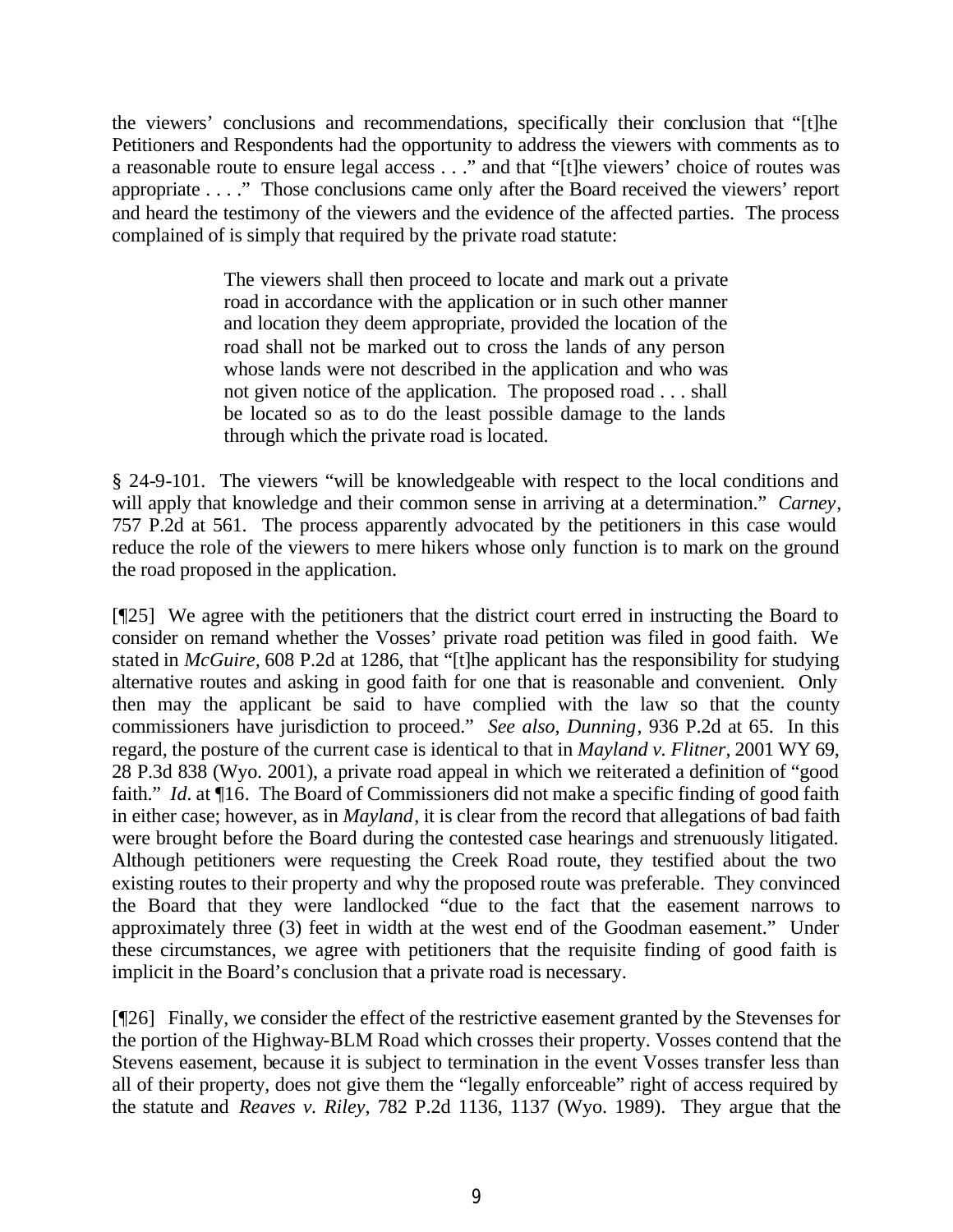the viewers' conclusions and recommendations, specifically their conclusion that "[t]he Petitioners and Respondents had the opportunity to address the viewers with comments as to a reasonable route to ensure legal access . . ." and that "[t]he viewers' choice of routes was appropriate . . . ." Those conclusions came only after the Board received the viewers' report and heard the testimony of the viewers and the evidence of the affected parties. The process complained of is simply that required by the private road statute:

> The viewers shall then proceed to locate and mark out a private road in accordance with the application or in such other manner and location they deem appropriate, provided the location of the road shall not be marked out to cross the lands of any person whose lands were not described in the application and who was not given notice of the application. The proposed road . . . shall be located so as to do the least possible damage to the lands through which the private road is located.

§ 24-9-101. The viewers "will be knowledgeable with respect to the local conditions and will apply that knowledge and their common sense in arriving at a determination." *Carney*, 757 P.2d at 561. The process apparently advocated by the petitioners in this case would reduce the role of the viewers to mere hikers whose only function is to mark on the ground the road proposed in the application.

[¶25] We agree with the petitioners that the district court erred in instructing the Board to consider on remand whether the Vosses' private road petition was filed in good faith. We stated in *McGuire*, 608 P.2d at 1286, that "[t]he applicant has the responsibility for studying alternative routes and asking in good faith for one that is reasonable and convenient. Only then may the applicant be said to have complied with the law so that the county commissioners have jurisdiction to proceed." *See also, Dunning*, 936 P.2d at 65. In this regard, the posture of the current case is identical to that in *Mayland v. Flitner*, 2001 WY 69, 28 P.3d 838 (Wyo. 2001), a private road appeal in which we reiterated a definition of "good faith." *Id.* at ¶16. The Board of Commissioners did not make a specific finding of good faith in either case; however, as in *Mayland*, it is clear from the record that allegations of bad faith were brought before the Board during the contested case hearings and strenuously litigated. Although petitioners were requesting the Creek Road route, they testified about the two existing routes to their property and why the proposed route was preferable. They convinced the Board that they were landlocked "due to the fact that the easement narrows to approximately three (3) feet in width at the west end of the Goodman easement." Under these circumstances, we agree with petitioners that the requisite finding of good faith is implicit in the Board's conclusion that a private road is necessary.

[¶26] Finally, we consider the effect of the restrictive easement granted by the Stevenses for the portion of the Highway-BLM Road which crosses their property. Vosses contend that the Stevens easement, because it is subject to termination in the event Vosses transfer less than all of their property, does not give them the "legally enforceable" right of access required by the statute and *Reaves v. Riley*, 782 P.2d 1136, 1137 (Wyo. 1989). They argue that the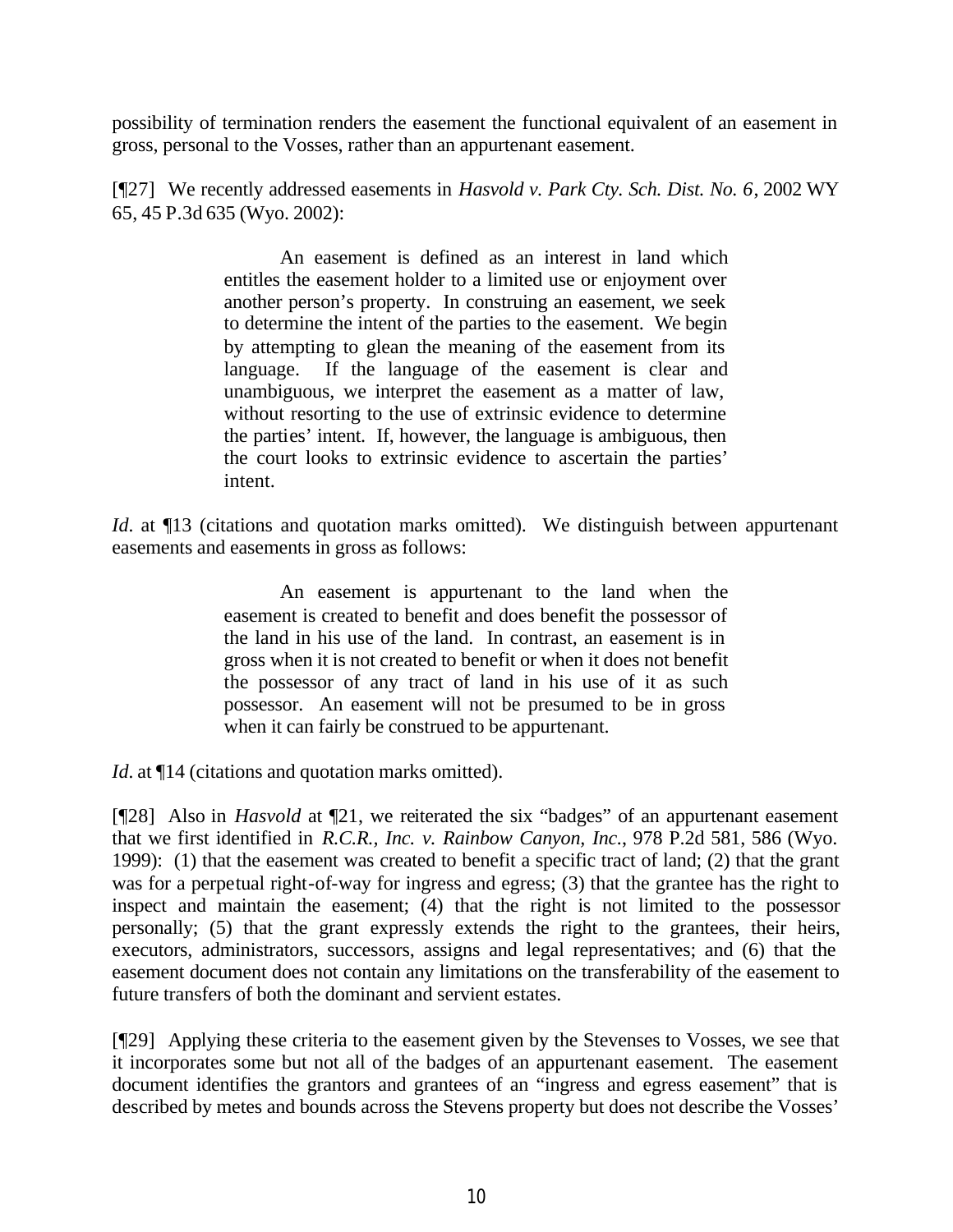possibility of termination renders the easement the functional equivalent of an easement in gross, personal to the Vosses, rather than an appurtenant easement.

[¶27] We recently addressed easements in *Hasvold v. Park Cty. Sch. Dist. No. 6*, 2002 WY 65, 45 P.3d 635 (Wyo. 2002):

> An easement is defined as an interest in land which entitles the easement holder to a limited use or enjoyment over another person's property. In construing an easement, we seek to determine the intent of the parties to the easement. We begin by attempting to glean the meaning of the easement from its language. If the language of the easement is clear and unambiguous, we interpret the easement as a matter of law, without resorting to the use of extrinsic evidence to determine the parties' intent. If, however, the language is ambiguous, then the court looks to extrinsic evidence to ascertain the parties' intent.

*Id.* at ¶13 (citations and quotation marks omitted). We distinguish between appurtenant easements and easements in gross as follows:

> An easement is appurtenant to the land when the easement is created to benefit and does benefit the possessor of the land in his use of the land. In contrast, an easement is in gross when it is not created to benefit or when it does not benefit the possessor of any tract of land in his use of it as such possessor. An easement will not be presumed to be in gross when it can fairly be construed to be appurtenant.

*Id.* at ¶14 (citations and quotation marks omitted).

[¶28] Also in *Hasvold* at ¶21, we reiterated the six "badges" of an appurtenant easement that we first identified in *R.C.R., Inc. v. Rainbow Canyon, Inc.*, 978 P.2d 581, 586 (Wyo. 1999): (1) that the easement was created to benefit a specific tract of land; (2) that the grant was for a perpetual right-of-way for ingress and egress; (3) that the grantee has the right to inspect and maintain the easement; (4) that the right is not limited to the possessor personally; (5) that the grant expressly extends the right to the grantees, their heirs, executors, administrators, successors, assigns and legal representatives; and (6) that the easement document does not contain any limitations on the transferability of the easement to future transfers of both the dominant and servient estates.

[¶29] Applying these criteria to the easement given by the Stevenses to Vosses, we see that it incorporates some but not all of the badges of an appurtenant easement. The easement document identifies the grantors and grantees of an "ingress and egress easement" that is described by metes and bounds across the Stevens property but does not describe the Vosses'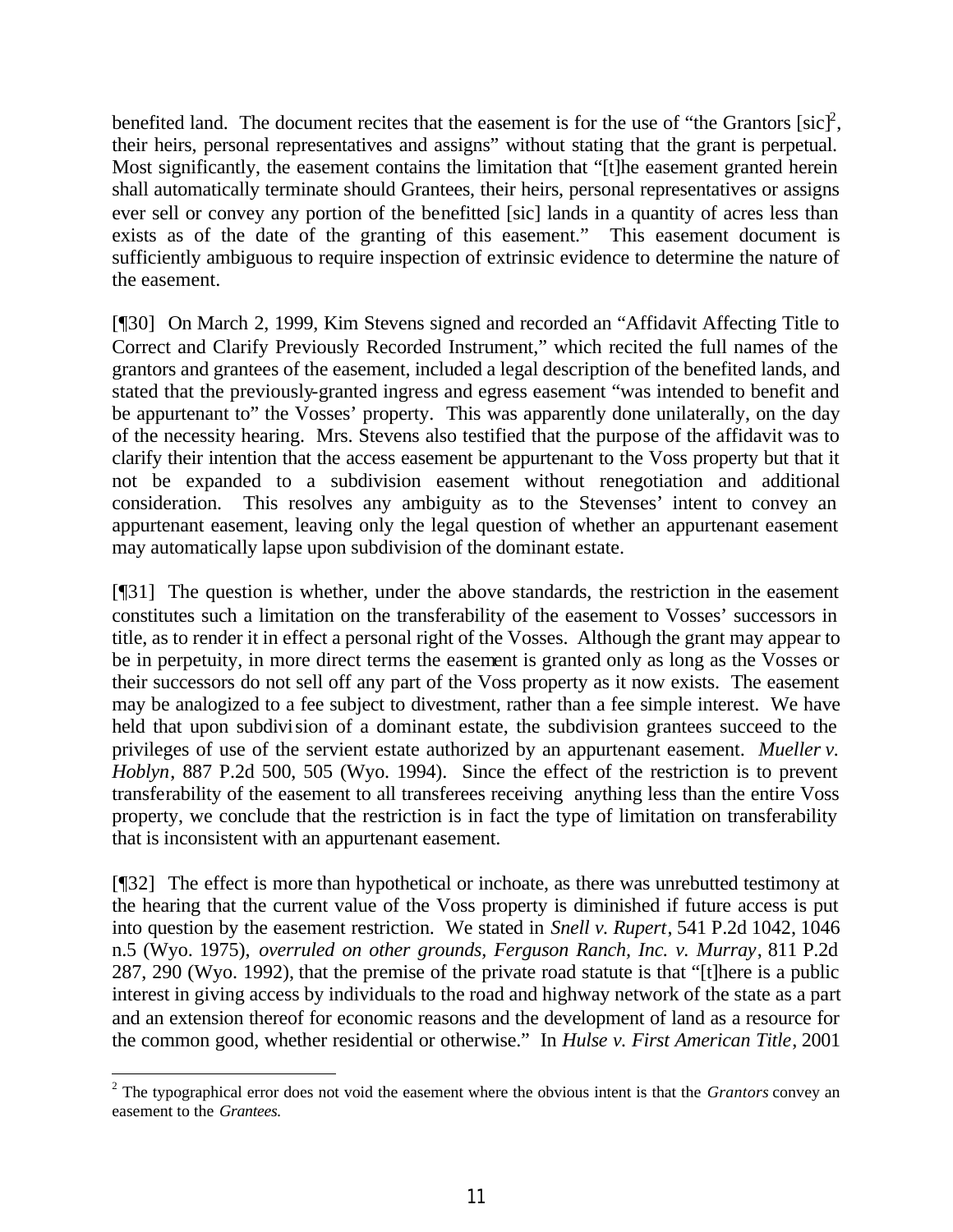benefited land. The document recites that the easement is for the use of "the Grantors [sic][2], their heirs, personal representatives and assigns" without stating that the grant is perpetual. Most significantly, the easement contains the limitation that "[t]he easement granted herein shall automatically terminate should Grantees, their heirs, personal representatives or assigns ever sell or convey any portion of the benefitted [sic] lands in a quantity of acres less than exists as of the date of the granting of this easement." This easement document is sufficiently ambiguous to require inspection of extrinsic evidence to determine the nature of the easement.

[¶30] On March 2, 1999, Kim Stevens signed and recorded an "Affidavit Affecting Title to Correct and Clarify Previously Recorded Instrument," which recited the full names of the grantors and grantees of the easement, included a legal description of the benefited lands, and stated that the previously-granted ingress and egress easement "was intended to benefit and be appurtenant to" the Vosses' property. This was apparently done unilaterally, on the day of the necessity hearing. Mrs. Stevens also testified that the purpose of the affidavit was to clarify their intention that the access easement be appurtenant to the Voss property but that it not be expanded to a subdivision easement without renegotiation and additional consideration. This resolves any ambiguity as to the Stevenses' intent to convey an appurtenant easement, leaving only the legal question of whether an appurtenant easement may automatically lapse upon subdivision of the dominant estate.

[¶31] The question is whether, under the above standards, the restriction in the easement constitutes such a limitation on the transferability of the easement to Vosses' successors in title, as to render it in effect a personal right of the Vosses. Although the grant may appear to be in perpetuity, in more direct terms the easement is granted only as long as the Vosses or their successors do not sell off any part of the Voss property as it now exists. The easement may be analogized to a fee subject to divestment, rather than a fee simple interest. We have held that upon subdivision of a dominant estate, the subdivision grantees succeed to the privileges of use of the servient estate authorized by an appurtenant easement. *Mueller v. Hoblyn*, 887 P.2d 500, 505 (Wyo. 1994). Since the effect of the restriction is to prevent transferability of the easement to all transferees receiving anything less than the entire Voss property, we conclude that the restriction is in fact the type of limitation on transferability that is inconsistent with an appurtenant easement.

[¶32] The effect is more than hypothetical or inchoate, as there was unrebutted testimony at the hearing that the current value of the Voss property is diminished if future access is put into question by the easement restriction. We stated in *Snell v. Rupert*, 541 P.2d 1042, 1046 n.5 (Wyo. 1975), *overruled on other grounds, Ferguson Ranch, Inc. v. Murray*, 811 P.2d 287, 290 (Wyo. 1992), that the premise of the private road statute is that "[t]here is a public interest in giving access by individuals to the road and highway network of the state as a part and an extension thereof for economic reasons and the development of land as a resource for the common good, whether residential or otherwise." In *Hulse v. First American Title*, 2001

---

[2] The typographical error does not void the easement where the obvious intent is that the *Grantors* convey an easement to the *Grantees*.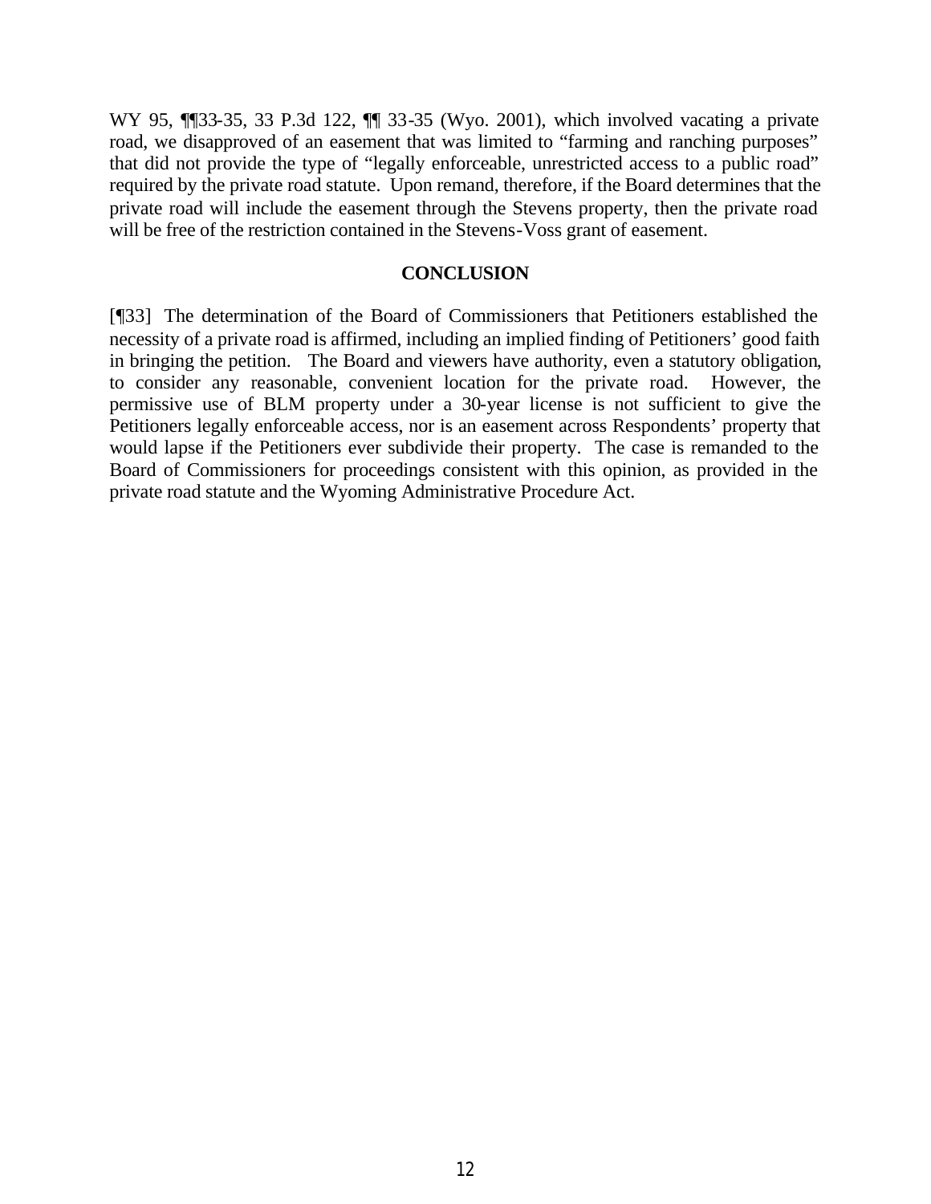WY 95, ¶¶33-35, 33 P.3d 122, ¶¶ 33-35 (Wyo. 2001), which involved vacating a private road, we disapproved of an easement that was limited to "farming and ranching purposes" that did not provide the type of "legally enforceable, unrestricted access to a public road" required by the private road statute. Upon remand, therefore, if the Board determines that the private road will include the easement through the Stevens property, then the private road will be free of the restriction contained in the Stevens-Voss grant of easement.

## CONCLUSION

[¶33] The determination of the Board of Commissioners that Petitioners established the necessity of a private road is affirmed, including an implied finding of Petitioners' good faith in bringing the petition. The Board and viewers have authority, even a statutory obligation, to consider any reasonable, convenient location for the private road. However, the permissive use of BLM property under a 30-year license is not sufficient to give the Petitioners legally enforceable access, nor is an easement across Respondents' property that would lapse if the Petitioners ever subdivide their property. The case is remanded to the Board of Commissioners for proceedings consistent with this opinion, as provided in the private road statute and the Wyoming Administrative Procedure Act.